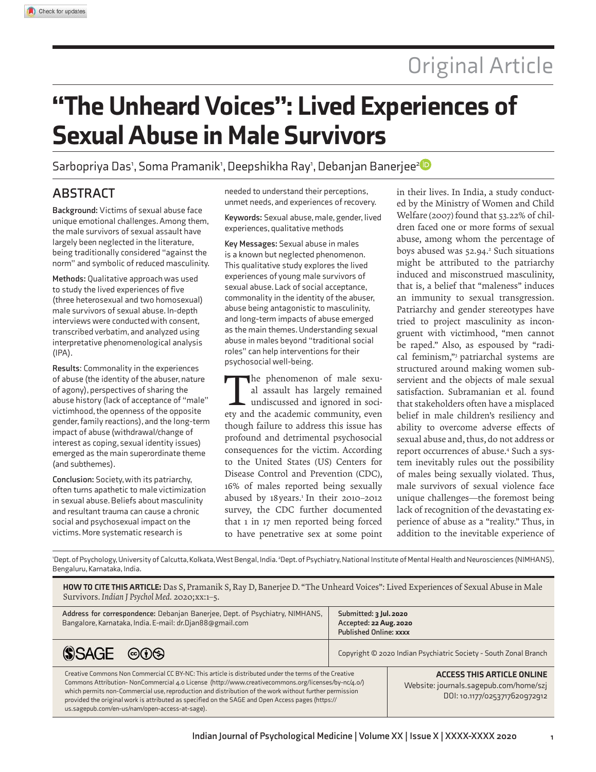Original Article

# "The Unheard Voices": Lived Experiences of Sexual Abuse in Male Survivors

Sarbopriya Das[1], Soma Pramanik[1], Deepshikha Ray[1], Debanjan Banerjee[2]

## ABSTRACT

**Background:** Victims of sexual abuse face unique emotional challenges. Among them, the male survivors of sexual assault have largely been neglected in the literature, being traditionally considered "against the norm" and symbolic of reduced masculinity.

**Methods:** Qualitative approach was used to study the lived experiences of five (three heterosexual and two homosexual) male survivors of sexual abuse. In-depth interviews were conducted with consent, transcribed verbatim, and analyzed using interpretative phenomenological analysis (IPA).

**Results**: Commonality in the experiences of abuse (the identity of the abuser, nature of agony), perspectives of sharing the abuse history (lack of acceptance of "male" victimhood, the openness of the opposite gender, family reactions), and the long-term impact of abuse (withdrawal/change of interest as coping, sexual identity issues) emerged as the main superordinate theme (and subthemes).

**Conclusion:** Society, with its patriarchy, often turns apathetic to male victimization in sexual abuse. Beliefs about masculinity and resultant trauma can cause a chronic social and psychosexual impact on the victims. More systematic research is needed to understand their perceptions, unmet needs, and experiences of recovery.

**Keywords:** Sexual abuse, male, gender, lived experiences, qualitative methods

**Key Messages:** Sexual abuse in males is a known but neglected phenomenon. This qualitative study explores the lived experiences of young male survivors of sexual abuse. Lack of social acceptance, commonality in the identity of the abuser, abuse being antagonistic to masculinity, and long-term impacts of abuse emerged as the main themes. Understanding sexual abuse in males beyond "traditional social roles" can help interventions for their psychosocial well-being.

The phenomenon of male sexual assault has largely remained undiscussed and ignored in society and the academic community, even though failure to address this issue has profound and detrimental psychosocial consequences for the victim. According to the United States (US) Centers for Disease Control and Prevention (CDC), 16% of males reported being sexually abused by 18 years.[1] In their 2010–2012 survey, the CDC further documented that 1 in 17 men reported being forced to have penetrative sex at some point in their lives. In India, a study conducted by the Ministry of Women and Child Welfare (2007) found that 53.22% of children faced one or more forms of sexual abuse, among whom the percentage of boys abused was 52.94.[2] Such situations might be attributed to the patriarchy induced and misconstrued masculinity, that is, a belief that "maleness" induces an immunity to sexual transgression. Patriarchy and gender stereotypes have tried to project masculinity as incongruent with victimhood, "men cannot be raped." Also, as espoused by "radical feminism,"[3] patriarchal systems are structured around making women subservient and the objects of male sexual satisfaction. Subramanian et al. found that stakeholders often have a misplaced belief in male children's resiliency and ability to overcome adverse effects of sexual abuse and, thus, do not address or report occurrences of abuse.[4] Such a system inevitably rules out the possibility of males being sexually violated. Thus, male survivors of sexual violence face unique challenges—the foremost being lack of recognition of the devastating experience of abuse as a "reality." Thus, in addition to the inevitable experience of

[1]Dept. of Psychology, University of Calcutta, Kolkata, West Bengal, India. [2]Dept. of Psychiatry, National Institute of Mental Health and Neurosciences (NIMHANS), Bengaluru, Karnataka, India.

**HOW TO CITE THIS ARTICLE:** Das S, Pramanik S, Ray D, Banerjee D. "The Unheard Voices": Lived Experiences of Sexual Abuse in Male Survivors. *Indian J Psychol Med.* 2020;xx:1–5.

**Address for correspondence:** Debanjan Banerjee, Dept. of Psychiatry, NIMHANS, Bangalore, Karnataka, India. E-mail: dr.Djan88@gmail.com

**Submitted: 3 Jul. 2020**
**Accepted: 22 Aug. 2020**
**Published Online: xxxx**

Copyright © 2020 Indian Psychiatric Society - South Zonal Branch

Creative Commons Non Commercial CC BY-NC: This article is distributed under the terms of the Creative Commons Attribution- NonCommercial 4.0 License (http://www.creativecommons.org/licenses/by-nc/4.0/) which permits non-Commercial use, reproduction and distribution of the work without further permission provided the original work is attributed as specified on the SAGE and Open Access pages (https://us.sagepub.com/en-us/nam/open-access-at-sage).

**ACCESS THIS ARTICLE ONLINE**
Website: journals.sagepub.com/home/szj
DOI: 10.1177/0253717620972912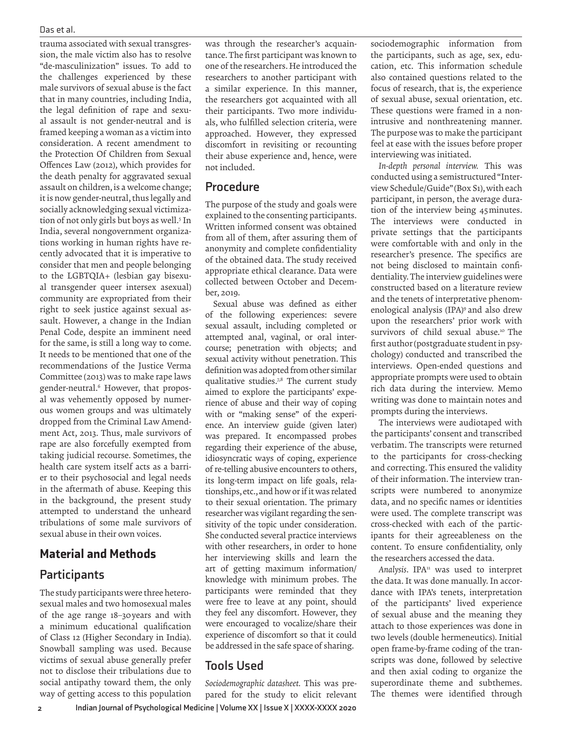trauma associated with sexual transgression, the male victim also has to resolve "de-masculinization" issues. To add to the challenges experienced by these male survivors of sexual abuse is the fact that in many countries, including India, the legal definition of rape and sexual assault is not gender-neutral and is framed keeping a woman as a victim into consideration. A recent amendment to the Protection Of Children from Sexual Offences Law (2012), which provides for the death penalty for aggravated sexual assault on children, is a welcome change; it is now gender-neutral, thus legally and socially acknowledging sexual victimization of not only girls but boys as well.[5] In India, several nongovernment organizations working in human rights have recently advocated that it is imperative to consider that men and people belonging to the LGBTQIA+ (lesbian gay bisexual transgender queer intersex asexual) community are expropriated from their right to seek justice against sexual assault. However, a change in the Indian Penal Code, despite an imminent need for the same, is still a long way to come. It needs to be mentioned that one of the recommendations of the Justice Verma Committee (2013) was to make rape laws gender-neutral.[6] However, that proposal was vehemently opposed by numerous women groups and was ultimately dropped from the Criminal Law Amendment Act, 2013. Thus, male survivors of rape are also forcefully exempted from taking judicial recourse. Sometimes, the health care system itself acts as a barrier to their psychosocial and legal needs in the aftermath of abuse. Keeping this in the background, the present study attempted to understand the unheard tribulations of some male survivors of sexual abuse in their own voices.

## Material and Methods

### Participants

The study participants were three heterosexual males and two homosexual males of the age range 18–30 years and with a minimum educational qualification of Class 12 (Higher Secondary in India). Snowball sampling was used. Because victims of sexual abuse generally prefer not to disclose their tribulations due to social antipathy toward them, the only way of getting access to this population was through the researcher's acquaintance. The first participant was known to one of the researchers. He introduced the researchers to another participant with a similar experience. In this manner, the researchers got acquainted with all their participants. Two more individuals, who fulfilled selection criteria, were approached. However, they expressed discomfort in revisiting or recounting their abuse experience and, hence, were not included.

### Procedure

The purpose of the study and goals were explained to the consenting participants. Written informed consent was obtained from all of them, after assuring them of anonymity and complete confidentiality of the obtained data. The study received appropriate ethical clearance. Data were collected between October and December, 2019.

Sexual abuse was defined as either of the following experiences: severe sexual assault, including completed or attempted anal, vaginal, or oral intercourse; penetration with objects; and sexual activity without penetration. This definition was adopted from other similar qualitative studies.[7,8] The current study aimed to explore the participants' experience of abuse and their way of coping with or "making sense" of the experience. An interview guide (given later) was prepared. It encompassed probes regarding their experience of the abuse, idiosyncratic ways of coping, experience of re-telling abusive encounters to others, its long-term impact on life goals, relationships, etc., and how or if it was related to their sexual orientation. The primary researcher was vigilant regarding the sensitivity of the topic under consideration. She conducted several practice interviews with other researchers, in order to hone her interviewing skills and learn the art of getting maximum information/knowledge with minimum probes. The participants were reminded that they were free to leave at any point, should they feel any discomfort. However, they were encouraged to vocalize/share their experience of discomfort so that it could be addressed in the safe space of sharing.

### Tools Used

*Sociodemographic datasheet.* This was prepared for the study to elicit relevant sociodemographic information from the participants, such as age, sex, education, etc. This information schedule also contained questions related to the focus of research, that is, the experience of sexual abuse, sexual orientation, etc. These questions were framed in a nonintrusive and nonthreatening manner. The purpose was to make the participant feel at ease with the issues before proper interviewing was initiated.

*In-depth personal interview.* This was conducted using a semistructured "Interview Schedule/Guide" (Box S1), with each participant, in person, the average duration of the interview being 45 minutes. The interviews were conducted in private settings that the participants were comfortable with and only in the researcher's presence. The specifics are not being disclosed to maintain confidentiality. The interview guidelines were constructed based on a literature review and the tenets of interpretative phenomenological analysis (IPA)[9] and also drew upon the researchers' prior work with survivors of child sexual abuse.[10] The first author (postgraduate student in psychology) conducted and transcribed the interviews. Open-ended questions and appropriate prompts were used to obtain rich data during the interview. Memo writing was done to maintain notes and prompts during the interviews.

The interviews were audiotaped with the participants' consent and transcribed verbatim. The transcripts were returned to the participants for cross-checking and correcting. This ensured the validity of their information. The interview transcripts were numbered to anonymize data, and no specific names or identities were used. The complete transcript was cross-checked with each of the participants for their agreeableness on the content. To ensure confidentiality, only the researchers accessed the data.

*Analysis.* IPA[11] was used to interpret the data. It was done manually. In accordance with IPA's tenets, interpretation of the participants' lived experience of sexual abuse and the meaning they attach to those experiences was done in two levels (double hermeneutics). Initial open frame-by-frame coding of the transcripts was done, followed by selective and then axial coding to organize the superordinate theme and subthemes. The themes were identified through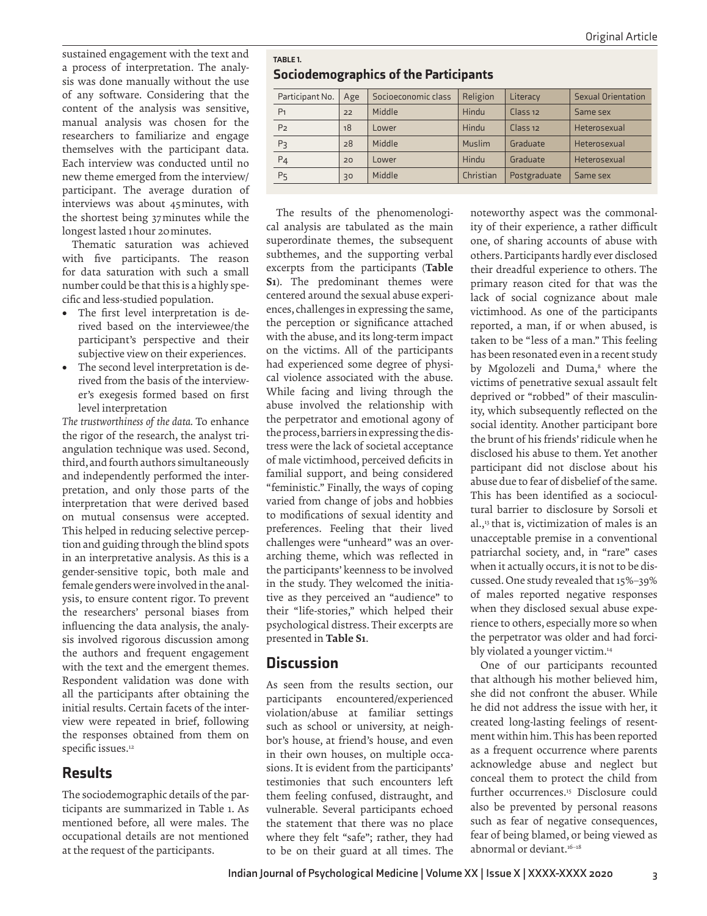sustained engagement with the text and a process of interpretation. The analysis was done manually without the use of any software. Considering that the content of the analysis was sensitive, manual analysis was chosen for the researchers to familiarize and engage themselves with the participant data. Each interview was conducted until no new theme emerged from the interview/participant. The average duration of interviews was about 45 minutes, with the shortest being 37 minutes while the longest lasted 1 hour 20 minutes.

Thematic saturation was achieved with five participants. The reason for data saturation with such a small number could be that this is a highly specific and less-studied population.

- The first level interpretation is derived based on the interviewee/the participant's perspective and their subjective view on their experiences.
- The second level interpretation is derived from the basis of the interviewer's exegesis formed based on first level interpretation

*The trustworthiness of the data.* To enhance the rigor of the research, the analyst triangulation technique was used. Second, third, and fourth authors simultaneously and independently performed the interpretation, and only those parts of the interpretation that were derived based on mutual consensus were accepted. This helped in reducing selective perception and guiding through the blind spots in an interpretative analysis. As this is a gender-sensitive topic, both male and female genders were involved in the analysis, to ensure content rigor. To prevent the researchers' personal biases from influencing the data analysis, the analysis involved rigorous discussion among the authors and frequent engagement with the text and the emergent themes. Respondent validation was done with all the participants after obtaining the initial results. Certain facets of the interview were repeated in brief, following the responses obtained from them on specific issues.[12]

## Results

The sociodemographic details of the participants are summarized in Table 1. As mentioned before, all were males. The occupational details are not mentioned at the request of the participants.

**TABLE 1.**
**Sociodemographics of the Participants**

| Participant No. | Age | Socioeconomic class | Religion | Literacy | Sexual Orientation |
|---|---|---|---|---|---|
| P1 | 22 | Middle | Hindu | Class 12 | Same sex |
| P2 | 18 | Lower | Hindu | Class 12 | Heterosexual |
| P3 | 28 | Middle | Muslim | Graduate | Heterosexual |
| P4 | 20 | Lower | Hindu | Graduate | Heterosexual |
| P5 | 30 | Middle | Christian | Postgraduate | Same sex |

The results of the phenomenological analysis are tabulated as the main superordinate themes, the subsequent subthemes, and the supporting verbal excerpts from the participants (**Table S1**). The predominant themes were centered around the sexual abuse experiences, challenges in expressing the same, the perception or significance attached with the abuse, and its long-term impact on the victims. All of the participants had experienced some degree of physical violence associated with the abuse. While facing and living through the abuse involved the relationship with the perpetrator and emotional agony of the process, barriers in expressing the distress were the lack of societal acceptance of male victimhood, perceived deficits in familial support, and being considered "feministic." Finally, the ways of coping varied from change of jobs and hobbies to modifications of sexual identity and preferences. Feeling that their lived challenges were "unheard" was an overarching theme, which was reflected in the participants' keenness to be involved in the study. They welcomed the initiative as they perceived an "audience" to their "life-stories," which helped their psychological distress. Their excerpts are presented in **Table S1**.

## Discussion

As seen from the results section, our participants encountered/experienced violation/abuse at familiar settings such as school or university, at neighbor's house, at friend's house, and even in their own houses, on multiple occasions. It is evident from the participants' testimonies that such encounters left them feeling confused, distraught, and vulnerable. Several participants echoed the statement that there was no place where they felt "safe"; rather, they had to be on their guard at all times. The noteworthy aspect was the commonality of their experience, a rather difficult one, of sharing accounts of abuse with others. Participants hardly ever disclosed their dreadful experience to others. The primary reason cited for that was the lack of social cognizance about male victimhood. As one of the participants reported, a man, if or when abused, is taken to be "less of a man." This feeling has been resonated even in a recent study by Mgolozeli and Duma,[8] where the victims of penetrative sexual assault felt deprived or "robbed" of their masculinity, which subsequently reflected on the social identity. Another participant bore the brunt of his friends' ridicule when he disclosed his abuse to them. Yet another participant did not disclose about his abuse due to fear of disbelief of the same. This has been identified as a sociocultural barrier to disclosure by Sorsoli et al.,[13] that is, victimization of males is an unacceptable premise in a conventional patriarchal society, and, in "rare" cases when it actually occurs, it is not to be discussed. One study revealed that 15%–39% of males reported negative responses when they disclosed sexual abuse experience to others, especially more so when the perpetrator was older and had forcibly violated a younger victim.[14]

One of our participants recounted that although his mother believed him, she did not confront the abuser. While he did not address the issue with her, it created long-lasting feelings of resentment within him. This has been reported as a frequent occurrence where parents acknowledge abuse and neglect but conceal them to protect the child from further occurrences.[15] Disclosure could also be prevented by personal reasons such as fear of negative consequences, fear of being blamed, or being viewed as abnormal or deviant.[16–18]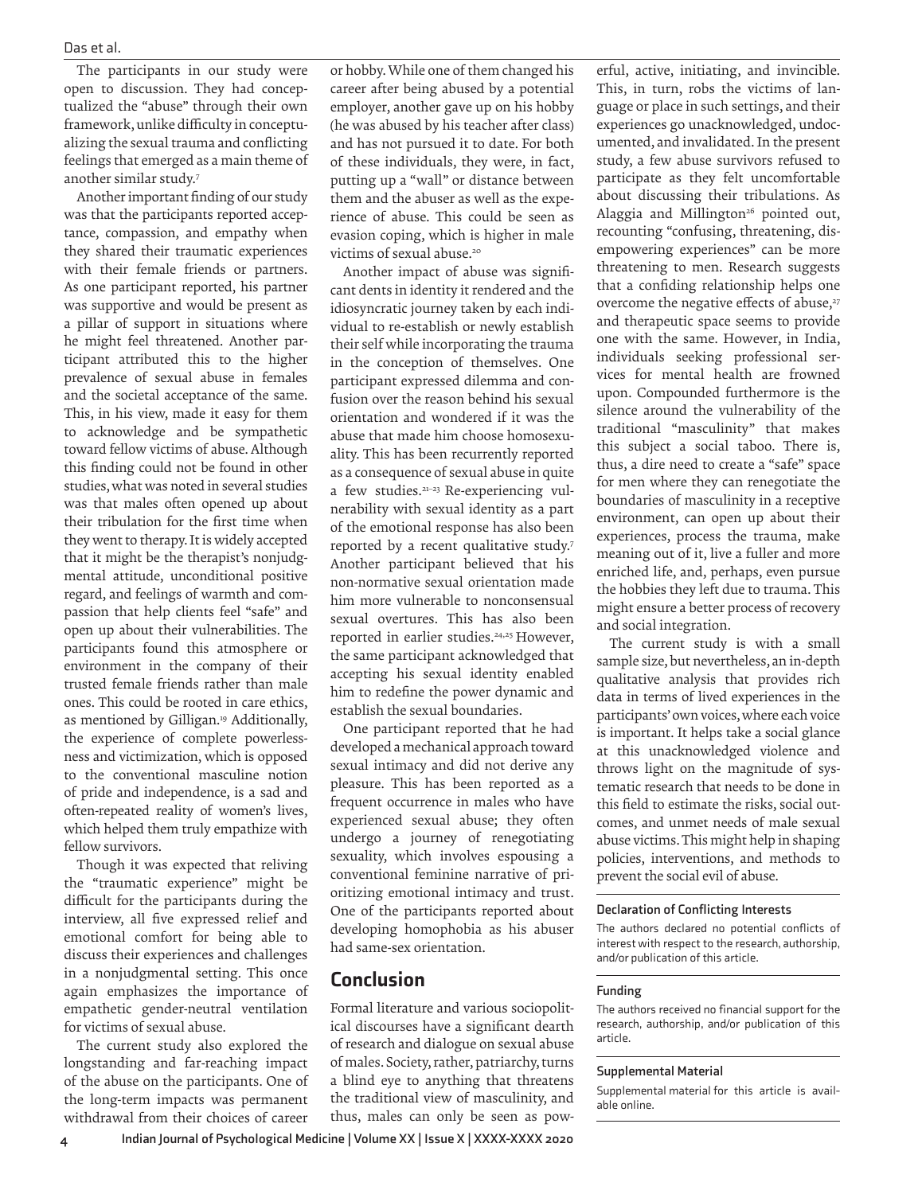The participants in our study were open to discussion. They had conceptualized the "abuse" through their own framework, unlike difficulty in conceptualizing the sexual trauma and conflicting feelings that emerged as a main theme of another similar study.[7]

Another important finding of our study was that the participants reported acceptance, compassion, and empathy when they shared their traumatic experiences with their female friends or partners. As one participant reported, his partner was supportive and would be present as a pillar of support in situations where he might feel threatened. Another participant attributed this to the higher prevalence of sexual abuse in females and the societal acceptance of the same. This, in his view, made it easy for them to acknowledge and be sympathetic toward fellow victims of abuse. Although this finding could not be found in other studies, what was noted in several studies was that males often opened up about their tribulation for the first time when they went to therapy. It is widely accepted that it might be the therapist's nonjudgmental attitude, unconditional positive regard, and feelings of warmth and compassion that help clients feel "safe" and open up about their vulnerabilities. The participants found this atmosphere or environment in the company of their trusted female friends rather than male ones. This could be rooted in care ethics, as mentioned by Gilligan.[19] Additionally, the experience of complete powerlessness and victimization, which is opposed to the conventional masculine notion of pride and independence, is a sad and often-repeated reality of women's lives, which helped them truly empathize with fellow survivors.

Though it was expected that reliving the "traumatic experience" might be difficult for the participants during the interview, all five expressed relief and emotional comfort for being able to discuss their experiences and challenges in a nonjudgmental setting. This once again emphasizes the importance of empathetic gender-neutral ventilation for victims of sexual abuse.

The current study also explored the longstanding and far-reaching impact of the abuse on the participants. One of the long-term impacts was permanent withdrawal from their choices of career or hobby. While one of them changed his career after being abused by a potential employer, another gave up on his hobby (he was abused by his teacher after class) and has not pursued it to date. For both of these individuals, they were, in fact, putting up a "wall" or distance between them and the abuser as well as the experience of abuse. This could be seen as evasion coping, which is higher in male victims of sexual abuse.[20]

Another impact of abuse was significant dents in identity it rendered and the idiosyncratic journey taken by each individual to re-establish or newly establish their self while incorporating the trauma in the conception of themselves. One participant expressed dilemma and confusion over the reason behind his sexual orientation and wondered if it was the abuse that made him choose homosexuality. This has been recurrently reported as a consequence of sexual abuse in quite a few studies.[21–23] Re-experiencing vulnerability with sexual identity as a part of the emotional response has also been reported by a recent qualitative study.[7] Another participant believed that his non-normative sexual orientation made him more vulnerable to nonconsensual sexual overtures. This has also been reported in earlier studies.[24,25] However, the same participant acknowledged that accepting his sexual identity enabled him to redefine the power dynamic and establish the sexual boundaries.

One participant reported that he had developed a mechanical approach toward sexual intimacy and did not derive any pleasure. This has been reported as a frequent occurrence in males who have experienced sexual abuse; they often undergo a journey of renegotiating sexuality, which involves espousing a conventional feminine narrative of prioritizing emotional intimacy and trust. One of the participants reported about developing homophobia as his abuser had same-sex orientation.

## Conclusion

Formal literature and various sociopolitical discourses have a significant dearth of research and dialogue on sexual abuse of males. Society, rather, patriarchy, turns a blind eye to anything that threatens the traditional view of masculinity, and thus, males can only be seen as powerful, active, initiating, and invincible. This, in turn, robs the victims of language or place in such settings, and their experiences go unacknowledged, undocumented, and invalidated. In the present study, a few abuse survivors refused to participate as they felt uncomfortable about discussing their tribulations. As Alaggia and Millington[26] pointed out, recounting "confusing, threatening, disempowering experiences" can be more threatening to men. Research suggests that a confiding relationship helps one overcome the negative effects of abuse,[27] and therapeutic space seems to provide one with the same. However, in India, individuals seeking professional services for mental health are frowned upon. Compounded furthermore is the silence around the vulnerability of the traditional "masculinity" that makes this subject a social taboo. There is, thus, a dire need to create a "safe" space for men where they can renegotiate the boundaries of masculinity in a receptive environment, can open up about their experiences, process the trauma, make meaning out of it, live a fuller and more enriched life, and, perhaps, even pursue the hobbies they left due to trauma. This might ensure a better process of recovery and social integration.

The current study is with a small sample size, but nevertheless, an in-depth qualitative analysis that provides rich data in terms of lived experiences in the participants' own voices, where each voice is important. It helps take a social glance at this unacknowledged violence and throws light on the magnitude of systematic research that needs to be done in this field to estimate the risks, social outcomes, and unmet needs of male sexual abuse victims. This might help in shaping policies, interventions, and methods to prevent the social evil of abuse.

### Declaration of Conflicting Interests

The authors declared no potential conflicts of interest with respect to the research, authorship, and/or publication of this article.

### Funding

The authors received no financial support for the research, authorship, and/or publication of this article.

### Supplemental Material

Supplemental material for this article is available online.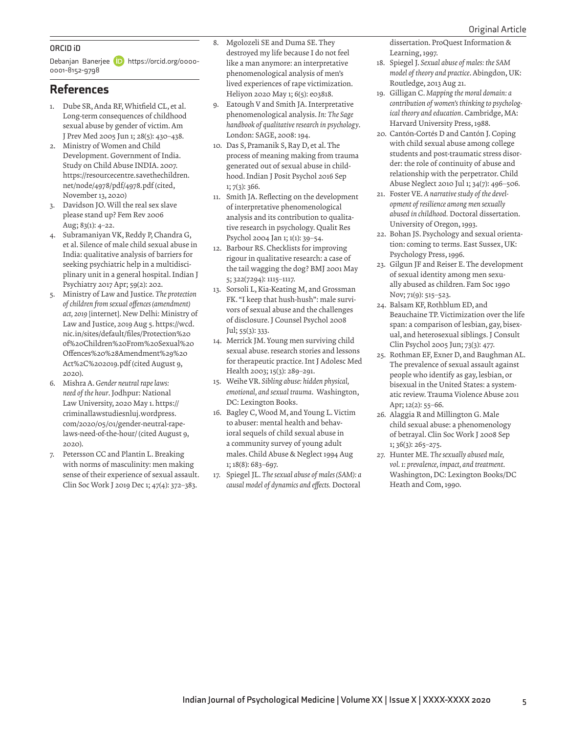### ORCID iD

Debanjan Banerjee https://orcid.org/0000-0001-8152-9798

## References

1. Dube SR, Anda RF, Whitfield CL, et al. Long-term consequences of childhood sexual abuse by gender of victim. Am J Prev Med 2005 Jun 1; 28(5): 430–438.
2. Ministry of Women and Child Development. Government of India. Study on Child Abuse INDIA. 2007. https://resourcecentre.savethechildren.net/node/4978/pdf/4978.pdf (cited, November 13, 2020)
3. Davidson JO. Will the real sex slave please stand up? Fem Rev 2006 Aug; 83(1): 4–22.
4. Subramaniyan VK, Reddy P, Chandra G, et al. Silence of male child sexual abuse in India: qualitative analysis of barriers for seeking psychiatric help in a multidisciplinary unit in a general hospital. Indian J Psychiatry 2017 Apr; 59(2): 202.
5. Ministry of Law and Justice. *The protection of children from sexual offences (amendment) act, 2019* [internet]. New Delhi: Ministry of Law and Justice, 2019 Aug 5. https://wcd.nic.in/sites/default/files/Protection%20of%20Children%20From%20Sexual%20Offences%20%28Amendment%29%20Act%2C%202019.pdf (cited August 9, 2020).
6. Mishra A. *Gender neutral rape laws: need of the hour*. Jodhpur: National Law University, 2020 May 1. https://criminallawstudiesnluj.wordpress.com/2020/05/01/gender-neutral-rape-laws-need-of-the-hour/ (cited August 9, 2020).
7. Petersson CC and Plantin L. Breaking with norms of masculinity: men making sense of their experience of sexual assault. Clin Soc Work J 2019 Dec 1; 47(4): 372–383.
8. Mgolozeli SE and Duma SE. They destroyed my life because I do not feel like a man anymore: an interpretative phenomenological analysis of men's lived experiences of rape victimization. Heliyon 2020 May 1; 6(5): e03818.
9. Eatough V and Smith JA. Interpretative phenomenological analysis. *In: The Sage handbook of qualitative research in psychology*. London: SAGE, 2008: 194.
10. Das S, Pramanik S, Ray D, et al. The process of meaning making from trauma generated out of sexual abuse in childhood. Indian J Posit Psychol 2016 Sep 1; 7(3): 366.
11. Smith JA. Reflecting on the development of interpretative phenomenological analysis and its contribution to qualitative research in psychology. Qualit Res Psychol 2004 Jan 1; 1(1): 39–54.
12. Barbour RS. Checklists for improving rigour in qualitative research: a case of the tail wagging the dog? BMJ 2001 May 5; 322(7294): 1115–1117.
13. Sorsoli L, Kia-Keating M, and Grossman FK. "I keep that hush-hush": male survivors of sexual abuse and the challenges of disclosure. J Counsel Psychol 2008 Jul; 55(3): 333.
14. Merrick JM. Young men surviving child sexual abuse. research stories and lessons for therapeutic practice. Int J Adolesc Med Health 2003; 15(3): 289–291.
15. Weihe VR. *Sibling abuse: hidden physical, emotional, and sexual trauma*. Washington, DC: Lexington Books.
16. Bagley C, Wood M, and Young L. Victim to abuser: mental health and behavioral sequels of child sexual abuse in a community survey of young adult males. Child Abuse & Neglect 1994 Aug 1; 18(8): 683–697.
17. Spiegel JL. *The sexual abuse of males (SAM): a causal model of dynamics and effects.* Doctoral dissertation. ProQuest Information & Learning, 1997.
18. Spiegel J. *Sexual abuse of males: the SAM model of theory and practice*. Abingdon, UK: Routledge, 2013 Aug 21.
19. Gilligan C. *Mapping the moral domain: a contribution of women's thinking to psychological theory and education*. Cambridge, MA: Harvard University Press, 1988.
20. Cantón-Cortés D and Cantón J. Coping with child sexual abuse among college students and post-traumatic stress disorder: the role of continuity of abuse and relationship with the perpetrator. Child Abuse Neglect 2010 Jul 1; 34(7): 496–506.
21. Foster VE. *A narrative study of the development of resilience among men sexually abused in childhood.* Doctoral dissertation. University of Oregon, 1993.
22. Bohan JS. Psychology and sexual orientation: coming to terms. East Sussex, UK: Psychology Press, 1996.
23. Gilgun JF and Reiser E. The development of sexual identity among men sexually abused as children. Fam Soc 1990 Nov; 71(9): 515–523.
24. Balsam KF, Rothblum ED, and Beauchaine TP. Victimization over the life span: a comparison of lesbian, gay, bisexual, and heterosexual siblings. J Consult Clin Psychol 2005 Jun; 73(3): 477.
25. Rothman EF, Exner D, and Baughman AL. The prevalence of sexual assault against people who identify as gay, lesbian, or bisexual in the United States: a systematic review. Trauma Violence Abuse 2011 Apr; 12(2): 55–66.
26. Alaggia R and Millington G. Male child sexual abuse: a phenomenology of betrayal. Clin Soc Work J 2008 Sep 1; 36(3): 265–275.
27. Hunter ME. *The sexually abused male, vol. 1: prevalence, impact, and treatment*. Washington, DC: Lexington Books/DC Heath and Com, 1990.